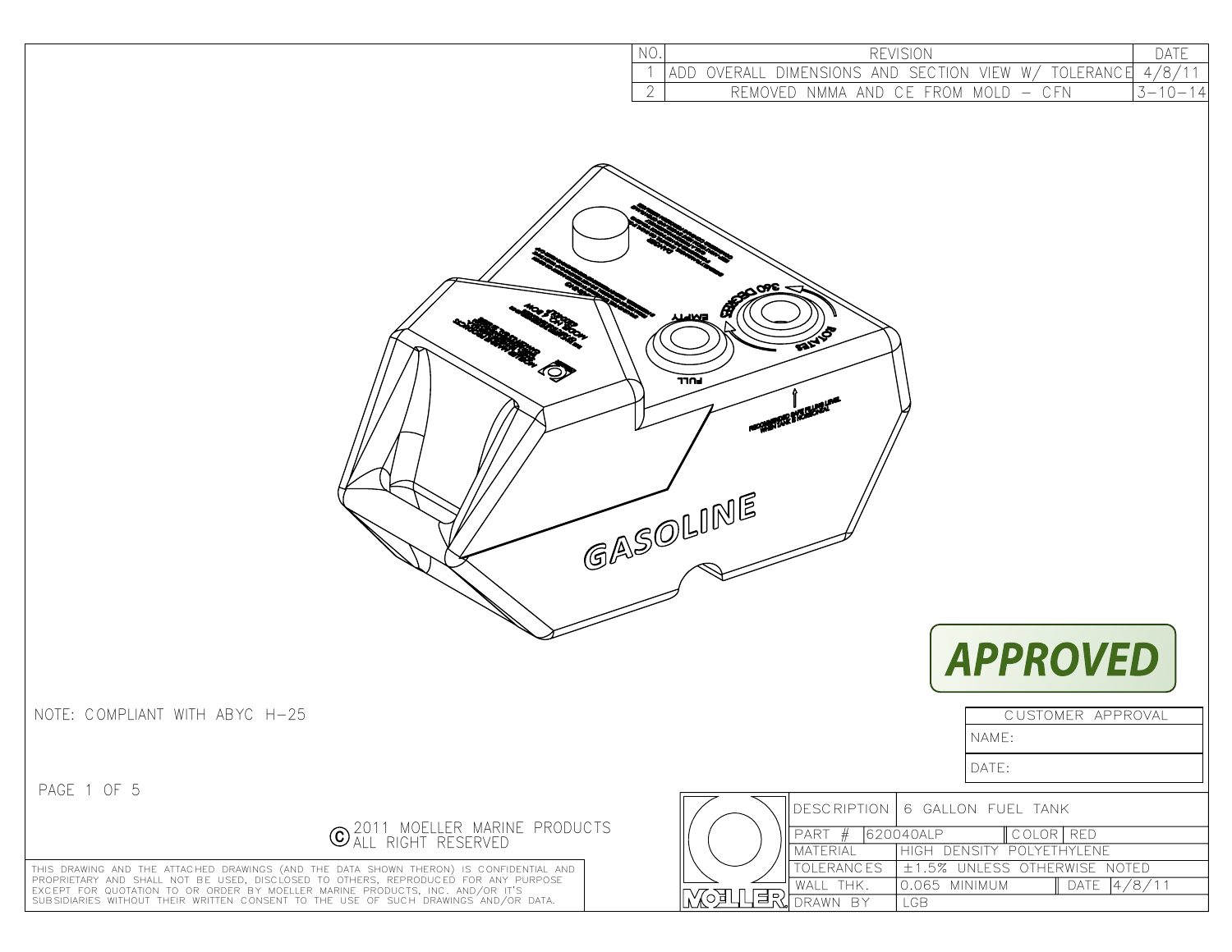| NO. | REVISION | DATE |
| --- | --- | --- |
| 1 | ADD OVERALL DIMENSIONS AND SECTION VIEW W/ TOLERANCE | 4/8/11 |
| 2 | REMOVED NMMA AND CE FROM MOLD – CFN | 3-10-14 |

GASOLINE

FULL

EMPTY

360 DEGREES

ROTATES

**APPROVED**

NOTE: COMPLIANT WITH ABYC H-25

| CUSTOMER APPROVAL |
| --- |
| NAME: |
| DATE: |

PAGE 1 OF 5

© 2011 MOELLER MARINE PRODUCTS
ALL RIGHT RESERVED

THIS DRAWING AND THE ATTACHED DRAWINGS (AND THE DATA SHOWN THERON) IS CONFIDENTIAL AND PROPRIETARY AND SHALL NOT BE USED, DISCLOSED TO OTHERS, REPRODUCED FOR ANY PURPOSE EXCEPT FOR QUOTATION TO OR ORDER BY MOELLER MARINE PRODUCTS, INC. AND/OR IT'S SUBSIDIARIES WITHOUT THEIR WRITTEN CONSENT TO THE USE OF SUCH DRAWINGS AND/OR DATA.

MOELLER

| DESCRIPTION | 6 GALLON FUEL TANK | | |
| --- | --- | --- | --- |
| PART # | 620040ALP | COLOR | RED |
| MATERIAL | HIGH DENSITY POLYETHYLENE | | |
| TOLERANCES | ±1.5% UNLESS OTHERWISE NOTED | | |
| WALL THK. | 0.065 MINIMUM | DATE | 4/8/11 |
| DRAWN BY | LGB | | |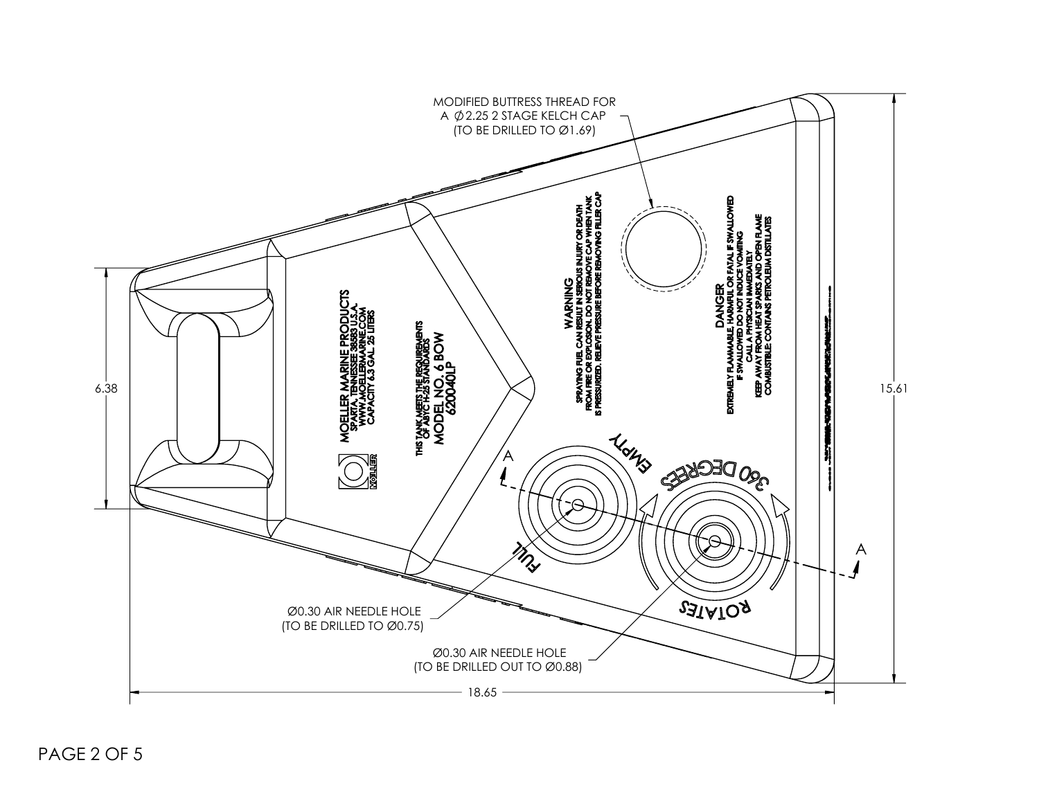MODIFIED BUTTRESS THREAD FOR A Ø2.25 2 STAGE KELCH CAP (TO BE DRILLED TO Ø1.69)

MOELLER MARINE PRODUCTS
SPARTA, TENNESSEE 38583 U.S.A.
WWW.MOELLERMARINE.COM
CAPACITY 6.3 GAL. 25 LITERS

THIS TANK MEETS THE REQUIREMENTS OF ABYC H-25 STANDARDS

MODEL NO. 6 BOW
620040LP

MOELLER

WARNING
SPRAYING FUEL CAN RESULT IN SERIOUS INJURY OR DEATH FROM FIRE OR EXPLOSION. DO NOT REMOVE CAP WHEN TANK IS PRESSURIZED. RELIEVE PRESSURE BEFORE REMOVING FILLER CAP

DANGER
EXTREMELY FLAMMABLE. HARMFUL OR FATAL IF SWALLOWED
IF SWALLOWED DO NOT INDUCE VOMITING
CALL A PHYSICIAN IMMEDIATELY
KEEP AWAY FROM HEAT SPARKS AND OPEN FLAME
COMBUSTIBLE: CONTAINS PETROLEUM DISTILLATES

EMPTY

FULL

360 DEGREES

ROTATES

A

A

6.38

15.61

18.65

Ø0.30 AIR NEEDLE HOLE (TO BE DRILLED TO Ø0.75)

Ø0.30 AIR NEEDLE HOLE (TO BE DRILLED OUT TO Ø0.88)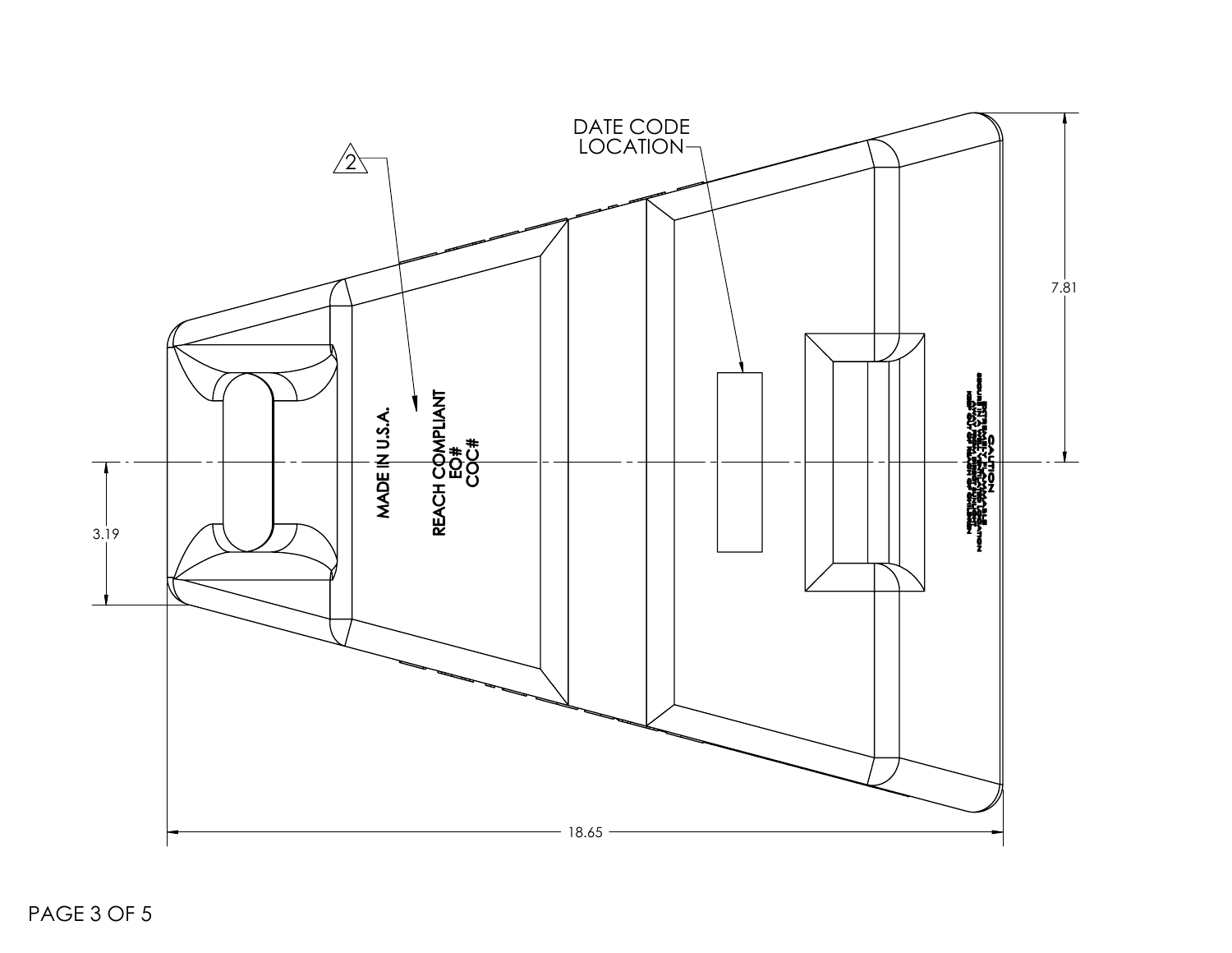DATE CODE LOCATION

2

MADE IN U.S.A.

REACH COMPLIANT
EO#
COC#

CAUTION

7.81

3.19

18.65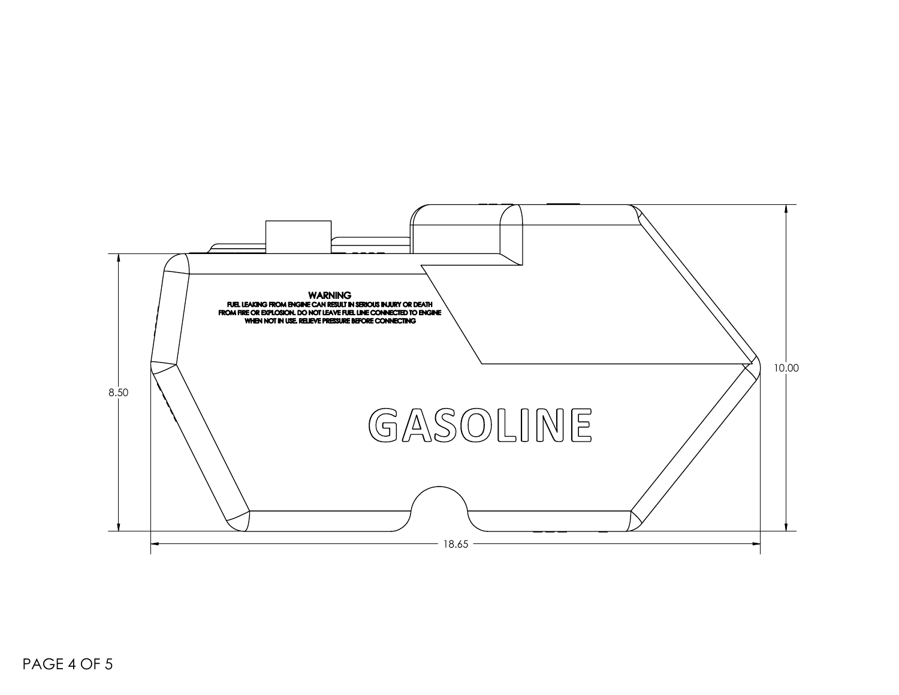WARNING

FUEL LEAKING FROM ENGINE CAN RESULT IN SERIOUS INJURY OR DEATH FROM FIRE OR EXPLOSION. DO NOT LEAVE FUEL LINE CONNECTED TO ENGINE WHEN NOT IN USE. RELIEVE PRESSURE BEFORE CONNECTING

GASOLINE

8.50

10.00

18.65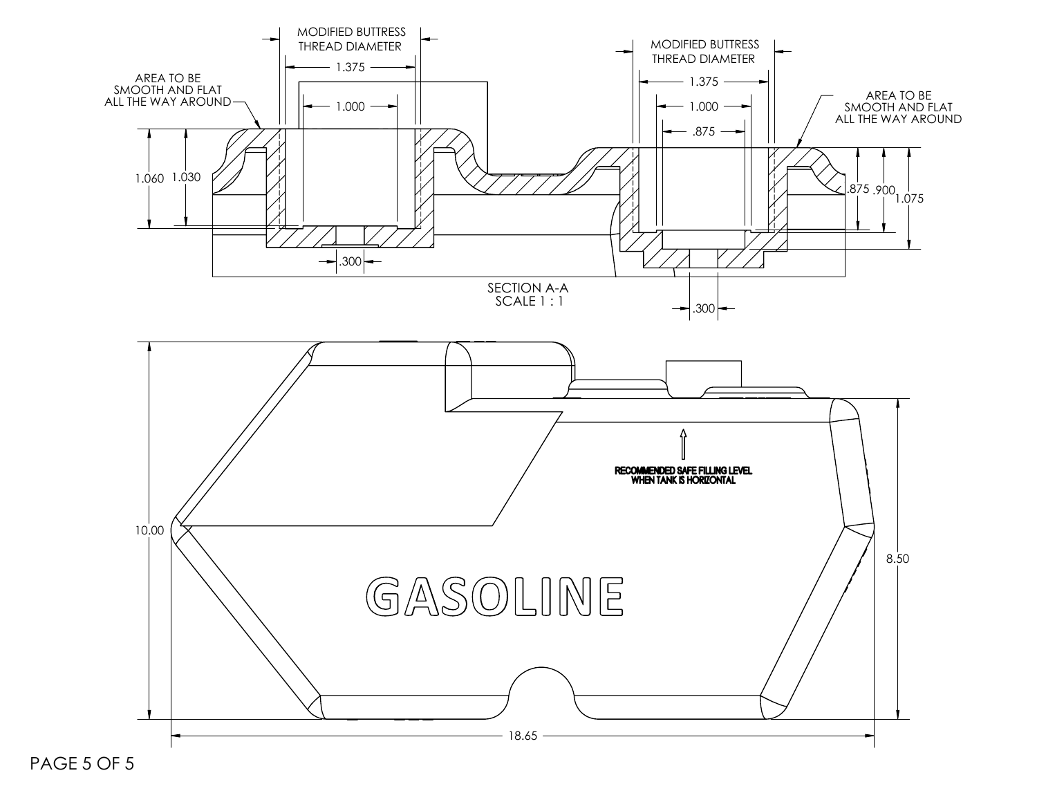MODIFIED BUTTRESS THREAD DIAMETER

1.375

1.000

AREA TO BE SMOOTH AND FLAT ALL THE WAY AROUND

1.060

1.030

.300

MODIFIED BUTTRESS THREAD DIAMETER

1.375

1.000

.875

AREA TO BE SMOOTH AND FLAT ALL THE WAY AROUND

.875

.900

1.075

.300

SECTION A-A
SCALE 1 : 1

RECOMMENDED SAFE FILLING LEVEL WHEN TANK IS HORIZONTAL

GASOLINE

10.00

8.50

18.65